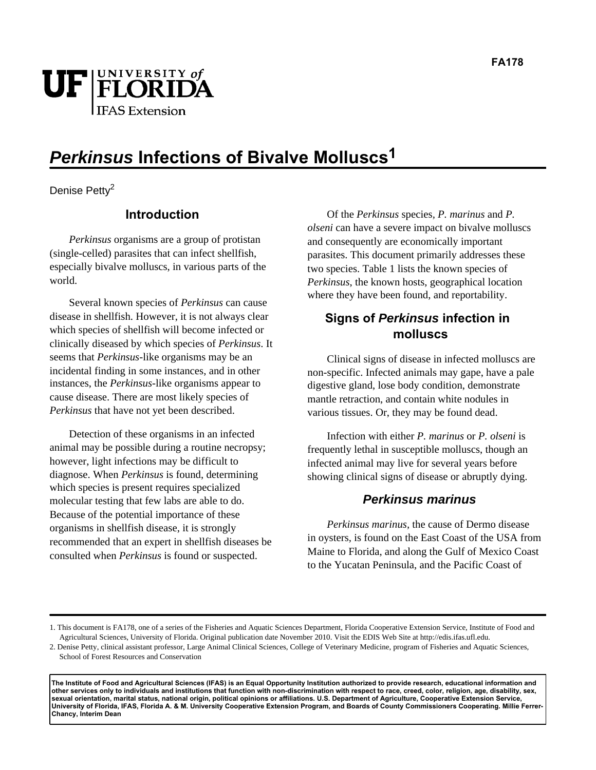# *Perkinsus* Infections of Bivalve Molluscs[1]

Denise Petty[2]

## Introduction

*Perkinsus* organisms are a group of protistan (single-celled) parasites that can infect shellfish, especially bivalve molluscs, in various parts of the world.

Several known species of *Perkinsus* can cause disease in shellfish. However, it is not always clear which species of shellfish will become infected or clinically diseased by which species of *Perkinsus*. It seems that *Perkinsus*-like organisms may be an incidental finding in some instances, and in other instances, the *Perkinsus*-like organisms appear to cause disease. There are most likely species of *Perkinsus* that have not yet been described.

Detection of these organisms in an infected animal may be possible during a routine necropsy; however, light infections may be difficult to diagnose. When *Perkinsus* is found, determining which species is present requires specialized molecular testing that few labs are able to do. Because of the potential importance of these organisms in shellfish disease, it is strongly recommended that an expert in shellfish diseases be consulted when *Perkinsus* is found or suspected.

Of the *Perkinsus* species, *P. marinus* and *P. olseni* can have a severe impact on bivalve molluscs and consequently are economically important parasites. This document primarily addresses these two species. Table 1 lists the known species of *Perkinsus*, the known hosts, geographical location where they have been found, and reportability.

## Signs of *Perkinsus* infection in molluscs

Clinical signs of disease in infected molluscs are non-specific. Infected animals may gape, have a pale digestive gland, lose body condition, demonstrate mantle retraction, and contain white nodules in various tissues. Or, they may be found dead.

Infection with either *P. marinus* or *P. olseni* is frequently lethal in susceptible molluscs, though an infected animal may live for several years before showing clinical signs of disease or abruptly dying.

## *Perkinsus marinus*

*Perkinsus marinus*, the cause of Dermo disease in oysters, is found on the East Coast of the USA from Maine to Florida, and along the Gulf of Mexico Coast to the Yucatan Peninsula, and the Pacific Coast of

---

1. This document is FA178, one of a series of the Fisheries and Aquatic Sciences Department, Florida Cooperative Extension Service, Institute of Food and Agricultural Sciences, University of Florida. Original publication date November 2010. Visit the EDIS Web Site at http://edis.ifas.ufl.edu.
2. Denise Petty, clinical assistant professor, Large Animal Clinical Sciences, College of Veterinary Medicine, program of Fisheries and Aquatic Sciences, School of Forest Resources and Conservation

**The Institute of Food and Agricultural Sciences (IFAS) is an Equal Opportunity Institution authorized to provide research, educational information and other services only to individuals and institutions that function with non-discrimination with respect to race, creed, color, religion, age, disability, sex, sexual orientation, marital status, national origin, political opinions or affiliations. U.S. Department of Agriculture, Cooperative Extension Service, University of Florida, IFAS, Florida A. & M. University Cooperative Extension Program, and Boards of County Commissioners Cooperating. Millie Ferrer-Chancy, Interim Dean**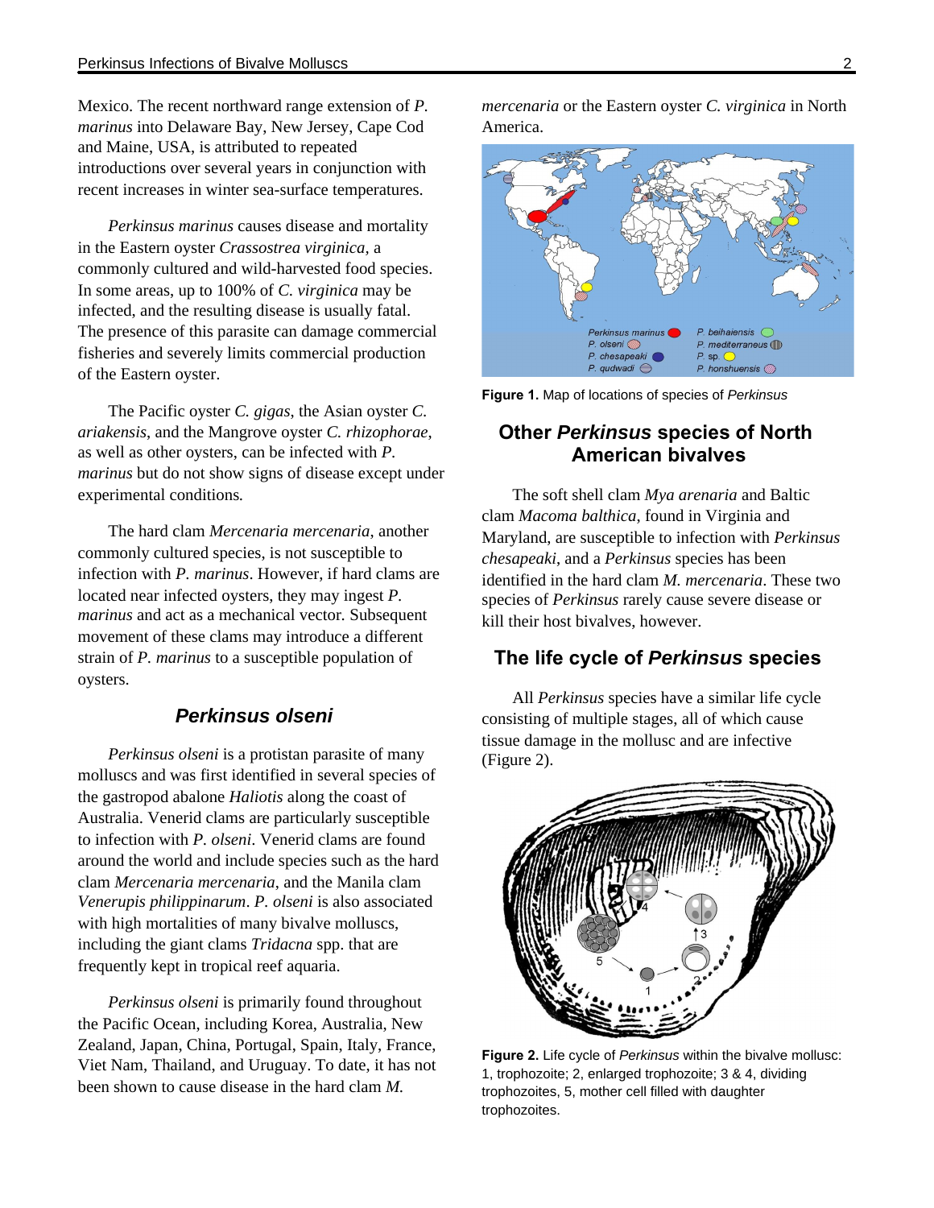Mexico. The recent northward range extension of *P. marinus* into Delaware Bay, New Jersey, Cape Cod and Maine, USA, is attributed to repeated introductions over several years in conjunction with recent increases in winter sea-surface temperatures.

*Perkinsus marinus* causes disease and mortality in the Eastern oyster *Crassostrea virginica*, a commonly cultured and wild-harvested food species. In some areas, up to 100% of *C. virginica* may be infected, and the resulting disease is usually fatal. The presence of this parasite can damage commercial fisheries and severely limits commercial production of the Eastern oyster.

The Pacific oyster *C. gigas*, the Asian oyster *C. ariakensis*, and the Mangrove oyster *C. rhizophorae*, as well as other oysters, can be infected with *P. marinus* but do not show signs of disease except under experimental conditions.

The hard clam *Mercenaria mercenaria*, another commonly cultured species, is not susceptible to infection with *P. marinus*. However, if hard clams are located near infected oysters, they may ingest *P. marinus* and act as a mechanical vector. Subsequent movement of these clams may introduce a different strain of *P. marinus* to a susceptible population of oysters.

### *Perkinsus olseni*

*Perkinsus olseni* is a protistan parasite of many molluscs and was first identified in several species of the gastropod abalone *Haliotis* along the coast of Australia. Venerid clams are particularly susceptible to infection with *P. olseni*. Venerid clams are found around the world and include species such as the hard clam *Mercenaria mercenaria*, and the Manila clam *Venerupis philippinarum*. *P. olseni* is also associated with high mortalities of many bivalve molluscs, including the giant clams *Tridacna* spp. that are frequently kept in tropical reef aquaria.

*Perkinsus olseni* is primarily found throughout the Pacific Ocean, including Korea, Australia, New Zealand, Japan, China, Portugal, Spain, Italy, France, Viet Nam, Thailand, and Uruguay. To date, it has not been shown to cause disease in the hard clam *M. mercenaria* or the Eastern oyster *C. virginica* in North America.

Perkinsus marinus | P. olseni | P. chesapeaki | P. qudwadi | P. beihaiensis | P. mediterraneus | P. sp. | P. honshuensis

**Figure 1.** Map of locations of species of *Perkinsus*

## Other *Perkinsus* species of North American bivalves

The soft shell clam *Mya arenaria* and Baltic clam *Macoma balthica*, found in Virginia and Maryland, are susceptible to infection with *Perkinsus chesapeaki*, and a *Perkinsus* species has been identified in the hard clam *M. mercenaria*. These two species of *Perkinsus* rarely cause severe disease or kill their host bivalves, however.

## The life cycle of *Perkinsus* species

All *Perkinsus* species have a similar life cycle consisting of multiple stages, all of which cause tissue damage in the mollusc and are infective (Figure 2).

**Figure 2.** Life cycle of *Perkinsus* within the bivalve mollusc: 1, trophozoite; 2, enlarged trophozoite; 3 & 4, dividing trophozoites, 5, mother cell filled with daughter trophozoites.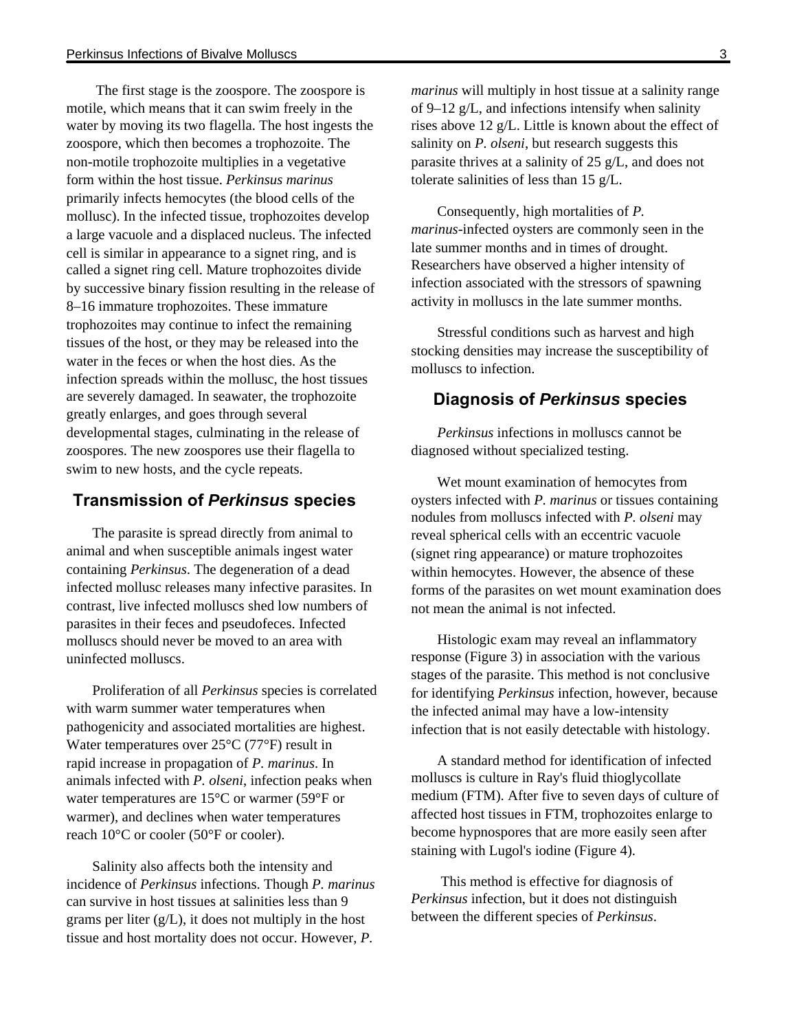The first stage is the zoospore. The zoospore is motile, which means that it can swim freely in the water by moving its two flagella. The host ingests the zoospore, which then becomes a trophozoite. The non-motile trophozoite multiplies in a vegetative form within the host tissue. *Perkinsus marinus* primarily infects hemocytes (the blood cells of the mollusc). In the infected tissue, trophozoites develop a large vacuole and a displaced nucleus. The infected cell is similar in appearance to a signet ring, and is called a signet ring cell. Mature trophozoites divide by successive binary fission resulting in the release of 8–16 immature trophozoites. These immature trophozoites may continue to infect the remaining tissues of the host, or they may be released into the water in the feces or when the host dies. As the infection spreads within the mollusc, the host tissues are severely damaged. In seawater, the trophozoite greatly enlarges, and goes through several developmental stages, culminating in the release of zoospores. The new zoospores use their flagella to swim to new hosts, and the cycle repeats.

## Transmission of *Perkinsus* species

The parasite is spread directly from animal to animal and when susceptible animals ingest water containing *Perkinsus*. The degeneration of a dead infected mollusc releases many infective parasites. In contrast, live infected molluscs shed low numbers of parasites in their feces and pseudofeces. Infected molluscs should never be moved to an area with uninfected molluscs.

Proliferation of all *Perkinsus* species is correlated with warm summer water temperatures when pathogenicity and associated mortalities are highest. Water temperatures over 25°C (77°F) result in rapid increase in propagation of *P. marinus*. In animals infected with *P. olseni*, infection peaks when water temperatures are 15°C or warmer (59°F or warmer), and declines when water temperatures reach 10°C or cooler (50°F or cooler).

Salinity also affects both the intensity and incidence of *Perkinsus* infections. Though *P. marinus* can survive in host tissues at salinities less than 9 grams per liter (g/L), it does not multiply in the host tissue and host mortality does not occur. However, *P. marinus* will multiply in host tissue at a salinity range of 9–12 g/L, and infections intensify when salinity rises above 12 g/L. Little is known about the effect of salinity on *P. olseni*, but research suggests this parasite thrives at a salinity of 25 g/L, and does not tolerate salinities of less than 15 g/L.

Consequently, high mortalities of *P. marinus*-infected oysters are commonly seen in the late summer months and in times of drought. Researchers have observed a higher intensity of infection associated with the stressors of spawning activity in molluscs in the late summer months.

Stressful conditions such as harvest and high stocking densities may increase the susceptibility of molluscs to infection.

## Diagnosis of *Perkinsus* species

*Perkinsus* infections in molluscs cannot be diagnosed without specialized testing.

Wet mount examination of hemocytes from oysters infected with *P. marinus* or tissues containing nodules from molluscs infected with *P. olseni* may reveal spherical cells with an eccentric vacuole (signet ring appearance) or mature trophozoites within hemocytes. However, the absence of these forms of the parasites on wet mount examination does not mean the animal is not infected.

Histologic exam may reveal an inflammatory response (Figure 3) in association with the various stages of the parasite. This method is not conclusive for identifying *Perkinsus* infection, however, because the infected animal may have a low-intensity infection that is not easily detectable with histology.

A standard method for identification of infected molluscs is culture in Ray's fluid thioglycollate medium (FTM). After five to seven days of culture of affected host tissues in FTM, trophozoites enlarge to become hypnospores that are more easily seen after staining with Lugol's iodine (Figure 4).

This method is effective for diagnosis of *Perkinsus* infection, but it does not distinguish between the different species of *Perkinsus*.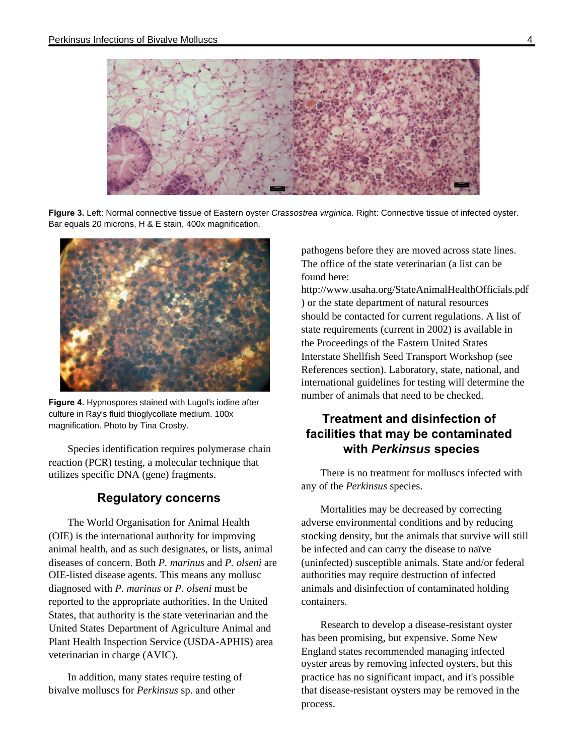**Figure 3.** Left: Normal connective tissue of Eastern oyster *Crassostrea virginica*. Right: Connective tissue of infected oyster. Bar equals 20 microns, H & E stain, 400x magnification.

**Figure 4.** Hypnospores stained with Lugol's iodine after culture in Ray's fluid thioglycollate medium. 100x magnification. Photo by Tina Crosby.

Species identification requires polymerase chain reaction (PCR) testing, a molecular technique that utilizes specific DNA (gene) fragments.

## Regulatory concerns

The World Organisation for Animal Health (OIE) is the international authority for improving animal health, and as such designates, or lists, animal diseases of concern. Both *P. marinus* and *P. olseni* are OIE-listed disease agents. This means any mollusc diagnosed with *P. marinus* or *P. olseni* must be reported to the appropriate authorities. In the United States, that authority is the state veterinarian and the United States Department of Agriculture Animal and Plant Health Inspection Service (USDA-APHIS) area veterinarian in charge (AVIC).

In addition, many states require testing of bivalve molluscs for *Perkinsus* sp. and other pathogens before they are moved across state lines. The office of the state veterinarian (a list can be found here: http://www.usaha.org/StateAnimalHealthOfficials.pdf) or the state department of natural resources should be contacted for current regulations. A list of state requirements (current in 2002) is available in the Proceedings of the Eastern United States Interstate Shellfish Seed Transport Workshop (see References section). Laboratory, state, national, and international guidelines for testing will determine the number of animals that need to be checked.

## Treatment and disinfection of facilities that may be contaminated with *Perkinsus* species

There is no treatment for molluscs infected with any of the *Perkinsus* species.

Mortalities may be decreased by correcting adverse environmental conditions and by reducing stocking density, but the animals that survive will still be infected and can carry the disease to naïve (uninfected) susceptible animals. State and/or federal authorities may require destruction of infected animals and disinfection of contaminated holding containers.

Research to develop a disease-resistant oyster has been promising, but expensive. Some New England states recommended managing infected oyster areas by removing infected oysters, but this practice has no significant impact, and it's possible that disease-resistant oysters may be removed in the process.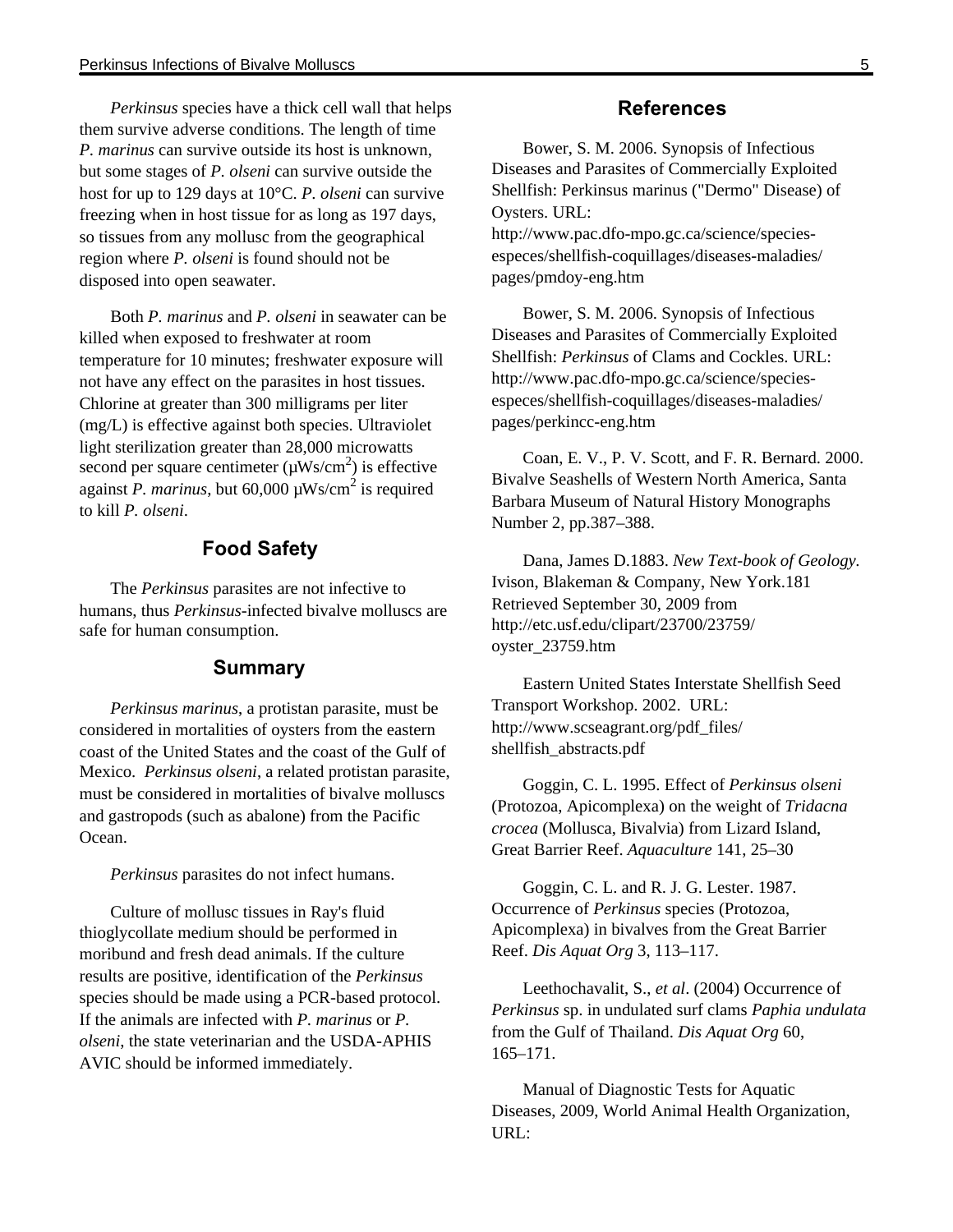*Perkinsus* species have a thick cell wall that helps them survive adverse conditions. The length of time *P. marinus* can survive outside its host is unknown, but some stages of *P. olseni* can survive outside the host for up to 129 days at 10°C. *P. olseni* can survive freezing when in host tissue for as long as 197 days, so tissues from any mollusc from the geographical region where *P. olseni* is found should not be disposed into open seawater.

Both *P. marinus* and *P. olseni* in seawater can be killed when exposed to freshwater at room temperature for 10 minutes; freshwater exposure will not have any effect on the parasites in host tissues. Chlorine at greater than 300 milligrams per liter (mg/L) is effective against both species. Ultraviolet light sterilization greater than 28,000 microwatts second per square centimeter (μWs/cm$^2$) is effective against *P. marinus*, but 60,000 μWs/cm$^2$ is required to kill *P. olseni*.

## Food Safety

The *Perkinsus* parasites are not infective to humans, thus *Perkinsus*-infected bivalve molluscs are safe for human consumption.

## Summary

*Perkinsus marinus*, a protistan parasite, must be considered in mortalities of oysters from the eastern coast of the United States and the coast of the Gulf of Mexico. *Perkinsus olseni*, a related protistan parasite, must be considered in mortalities of bivalve molluscs and gastropods (such as abalone) from the Pacific Ocean.

*Perkinsus* parasites do not infect humans.

Culture of mollusc tissues in Ray's fluid thioglycollate medium should be performed in moribund and fresh dead animals. If the culture results are positive, identification of the *Perkinsus* species should be made using a PCR-based protocol. If the animals are infected with *P. marinus* or *P. olseni*, the state veterinarian and the USDA-APHIS AVIC should be informed immediately.

## References

Bower, S. M. 2006. Synopsis of Infectious Diseases and Parasites of Commercially Exploited Shellfish: Perkinsus marinus ("Dermo" Disease) of Oysters. URL: http://www.pac.dfo-mpo.gc.ca/science/species-especes/shellfish-coquillages/diseases-maladies/pages/pmdoy-eng.htm

Bower, S. M. 2006. Synopsis of Infectious Diseases and Parasites of Commercially Exploited Shellfish: *Perkinsus* of Clams and Cockles. URL: http://www.pac.dfo-mpo.gc.ca/science/species-especes/shellfish-coquillages/diseases-maladies/pages/perkincc-eng.htm

Coan, E. V., P. V. Scott, and F. R. Bernard. 2000. Bivalve Seashells of Western North America, Santa Barbara Museum of Natural History Monographs Number 2, pp.387–388.

Dana, James D.1883. *New Text-book of Geology*. Ivison, Blakeman & Company, New York.181 Retrieved September 30, 2009 from http://etc.usf.edu/clipart/23700/23759/oyster_23759.htm

Eastern United States Interstate Shellfish Seed Transport Workshop. 2002. URL: http://www.scseagrant.org/pdf_files/shellfish_abstracts.pdf

Goggin, C. L. 1995. Effect of *Perkinsus olseni* (Protozoa, Apicomplexa) on the weight of *Tridacna crocea* (Mollusca, Bivalvia) from Lizard Island, Great Barrier Reef. *Aquaculture* 141, 25–30

Goggin, C. L. and R. J. G. Lester. 1987. Occurrence of *Perkinsus* species (Protozoa, Apicomplexa) in bivalves from the Great Barrier Reef. *Dis Aquat Org* 3, 113–117.

Leethochavalit, S., *et al*. (2004) Occurrence of *Perkinsus* sp. in undulated surf clams *Paphia undulata* from the Gulf of Thailand. *Dis Aquat Org* 60, 165–171.

Manual of Diagnostic Tests for Aquatic Diseases, 2009, World Animal Health Organization, URL: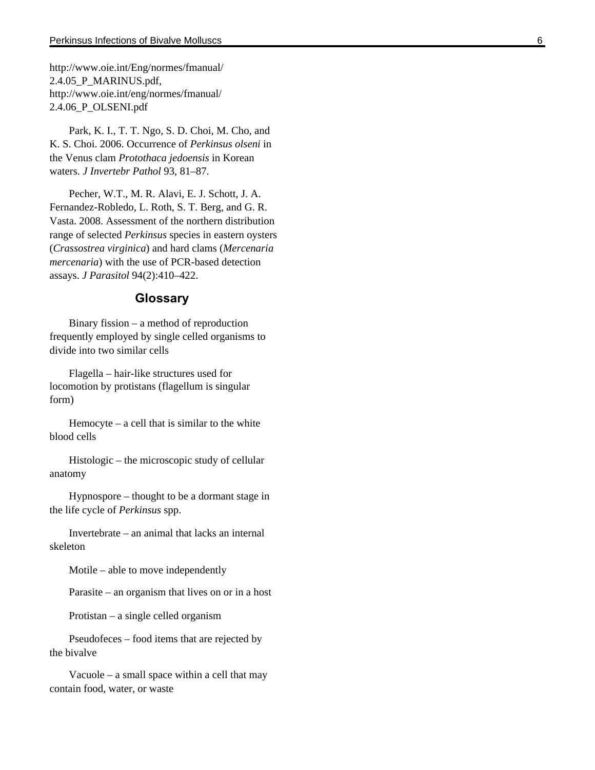http://www.oie.int/Eng/normes/fmanual/2.4.05_P_MARINUS.pdf, http://www.oie.int/eng/normes/fmanual/2.4.06_P_OLSENI.pdf

Park, K. I., T. T. Ngo, S. D. Choi, M. Cho, and K. S. Choi. 2006. Occurrence of *Perkinsus olseni* in the Venus clam *Protothaca jedoensis* in Korean waters. *J Invertebr Pathol* 93, 81–87.

Pecher, W.T., M. R. Alavi, E. J. Schott, J. A. Fernandez-Robledo, L. Roth, S. T. Berg, and G. R. Vasta. 2008. Assessment of the northern distribution range of selected *Perkinsus* species in eastern oysters (*Crassostrea virginica*) and hard clams (*Mercenaria mercenaria*) with the use of PCR-based detection assays. *J Parasitol* 94(2):410–422.

## Glossary

Binary fission – a method of reproduction frequently employed by single celled organisms to divide into two similar cells

Flagella – hair-like structures used for locomotion by protistans (flagellum is singular form)

Hemocyte – a cell that is similar to the white blood cells

Histologic – the microscopic study of cellular anatomy

Hypnospore – thought to be a dormant stage in the life cycle of *Perkinsus* spp.

Invertebrate – an animal that lacks an internal skeleton

Motile – able to move independently

Parasite – an organism that lives on or in a host

Protistan – a single celled organism

Pseudofeces – food items that are rejected by the bivalve

Vacuole – a small space within a cell that may contain food, water, or waste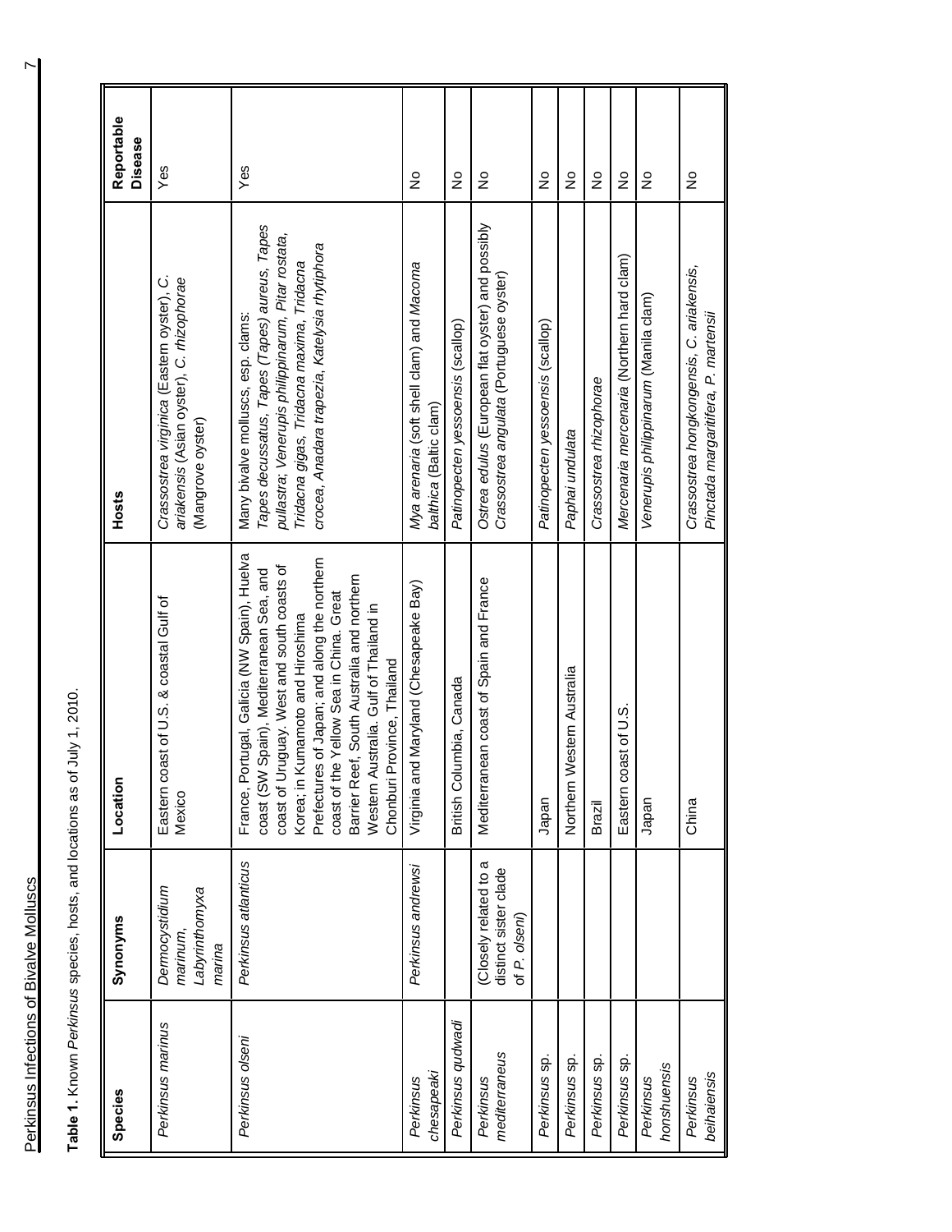**Table 1.** Known *Perkinsus* species, hosts, and locations as of July 1, 2010.

| Species | Synonyms | Location | Hosts | Reportable Disease |
|---|---|---|---|---|
| *Perkinsus marinus* | *Dermocystidium marinum*, *Labyrinthomyxa marina* | Eastern coast of U.S. & coastal Gulf of Mexico | *Crassostrea virginica* (Eastern oyster), *C. ariakensis* (Asian oyster), *C. rhizophorae* (Mangrove oyster) | Yes |
| *Perkinsus olseni* | *Perkinsus atlanticus* | France, Portugal, Galicia (NW Spain), Huelva coast (SW Spain), Mediterranean Sea, and coast of Uruguay. West and south coasts of Korea; in Kumamoto and Hiroshima Prefectures of Japan; and along the northern coast of the Yellow Sea in China. Great Barrier Reef, South Australia and northern Western Australia. Gulf of Thailand in Chonburi Province, Thailand | Many bivalve molluscs, esp. clams: *Tapes decussatus, Tapes (Tapes) aureus, Tapes pullastra; Venerupis philippinarum, Pitar rostata, Tridacna gigas, Tridacna maxima, Tridacna crocea, Anadara trapezia, Katelysia rhytiphora* | Yes |
| *Perkinsus chesapeaki* | *Perkinsus andrewsi* | Virginia and Maryland (Chesapeake Bay) | *Mya arenaria* (soft shell clam) and *Macoma balthica* (Baltic clam) | No |
| *Perkinsus qudwadi* | | British Columbia, Canada | *Patinopecten yessoensis* (scallop) | No |
| *Perkinsus mediterraneus* | (Closely related to a distinct sister clade of *P. olseni*) | Mediterranean coast of Spain and France | *Ostrea edulus* (European flat oyster) and possibly *Crassostrea angulata* (Portuguese oyster) | No |
| *Perkinsus* sp. | | Japan | *Patinopecten yessoensis* (scallop) | No |
| *Perkinsus* sp. | | Northern Western Australia | *Paphai undulata* | No |
| *Perkinsus* sp. | | Brazil | *Crassostrea rhizophorae* | No |
| *Perkinsus* sp. | | Eastern coast of U.S. | *Mercenaria mercenaria* (Northern hard clam) | No |
| *Perkinsus honshuensis* | | Japan | *Venerupis philippinarum* (Manila clam) | No |
| *Perkinsus beihaiensis* | | China | *Crassostrea hongkongensis, C. ariakensis, Pinctada margaritifera, P. martensii* | No |